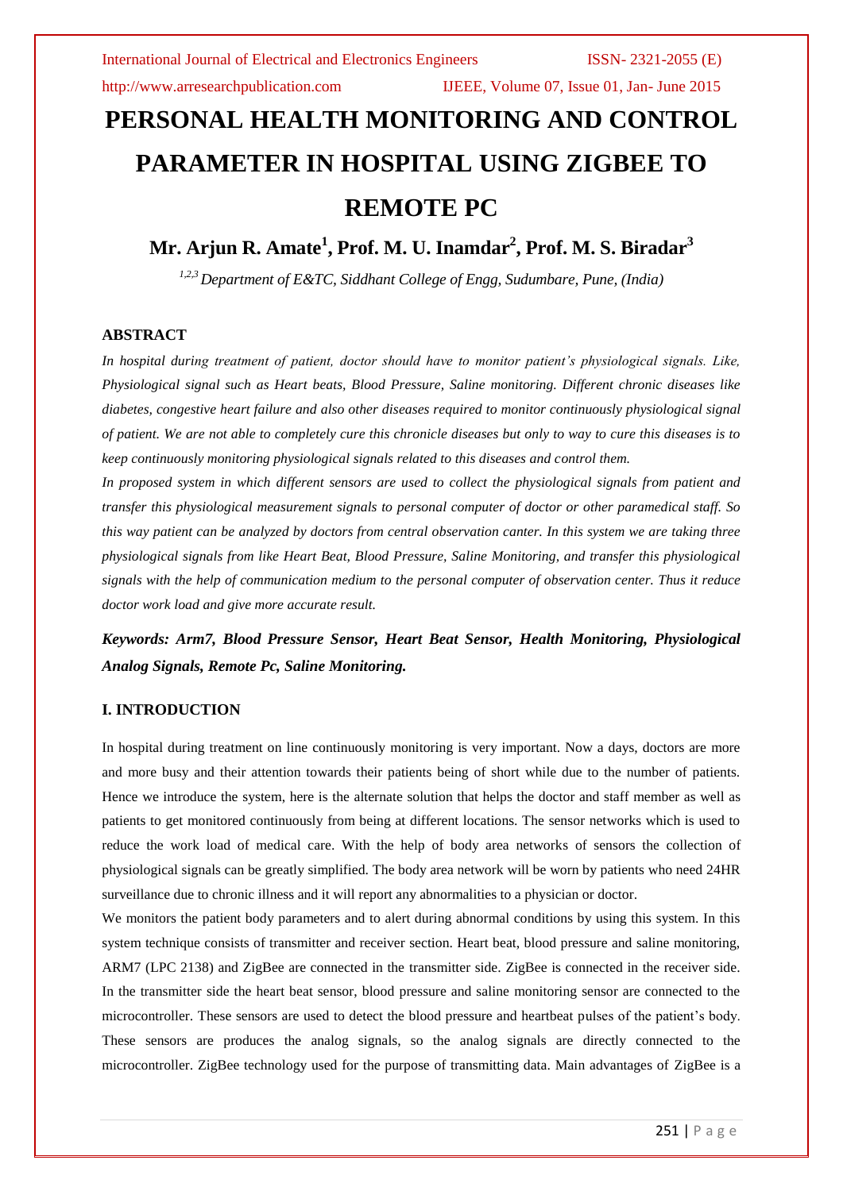# PERSONAL HEALTH MONITORING AND CONTROL PARAMETER IN HOSPITAL USING ZIGBEE TO REMOTE PC

**Mr. Arjun R. Amate[1], Prof. M. U. Inamdar[2], Prof. M. S. Biradar[3]**

*[1,2,3] Department of E&TC, Siddhant College of Engg, Sudumbare, Pune, (India)*

## ABSTRACT

*In hospital during treatment of patient, doctor should have to monitor patient's physiological signals. Like, Physiological signal such as Heart beats, Blood Pressure, Saline monitoring. Different chronic diseases like diabetes, congestive heart failure and also other diseases required to monitor continuously physiological signal of patient. We are not able to completely cure this chronicle diseases but only to way to cure this diseases is to keep continuously monitoring physiological signals related to this diseases and control them.*

*In proposed system in which different sensors are used to collect the physiological signals from patient and transfer this physiological measurement signals to personal computer of doctor or other paramedical staff. So this way patient can be analyzed by doctors from central observation canter. In this system we are taking three physiological signals from like Heart Beat, Blood Pressure, Saline Monitoring, and transfer this physiological signals with the help of communication medium to the personal computer of observation center. Thus it reduce doctor work load and give more accurate result.*

***Keywords: Arm7, Blood Pressure Sensor, Heart Beat Sensor, Health Monitoring, Physiological Analog Signals, Remote Pc, Saline Monitoring.***

## I. INTRODUCTION

In hospital during treatment on line continuously monitoring is very important. Now a days, doctors are more and more busy and their attention towards their patients being of short while due to the number of patients. Hence we introduce the system, here is the alternate solution that helps the doctor and staff member as well as patients to get monitored continuously from being at different locations. The sensor networks which is used to reduce the work load of medical care. With the help of body area networks of sensors the collection of physiological signals can be greatly simplified. The body area network will be worn by patients who need 24HR surveillance due to chronic illness and it will report any abnormalities to a physician or doctor.

We monitors the patient body parameters and to alert during abnormal conditions by using this system. In this system technique consists of transmitter and receiver section. Heart beat, blood pressure and saline monitoring, ARM7 (LPC 2138) and ZigBee are connected in the transmitter side. ZigBee is connected in the receiver side. In the transmitter side the heart beat sensor, blood pressure and saline monitoring sensor are connected to the microcontroller. These sensors are used to detect the blood pressure and heartbeat pulses of the patient's body. These sensors are produces the analog signals, so the analog signals are directly connected to the microcontroller. ZigBee technology used for the purpose of transmitting data. Main advantages of ZigBee is a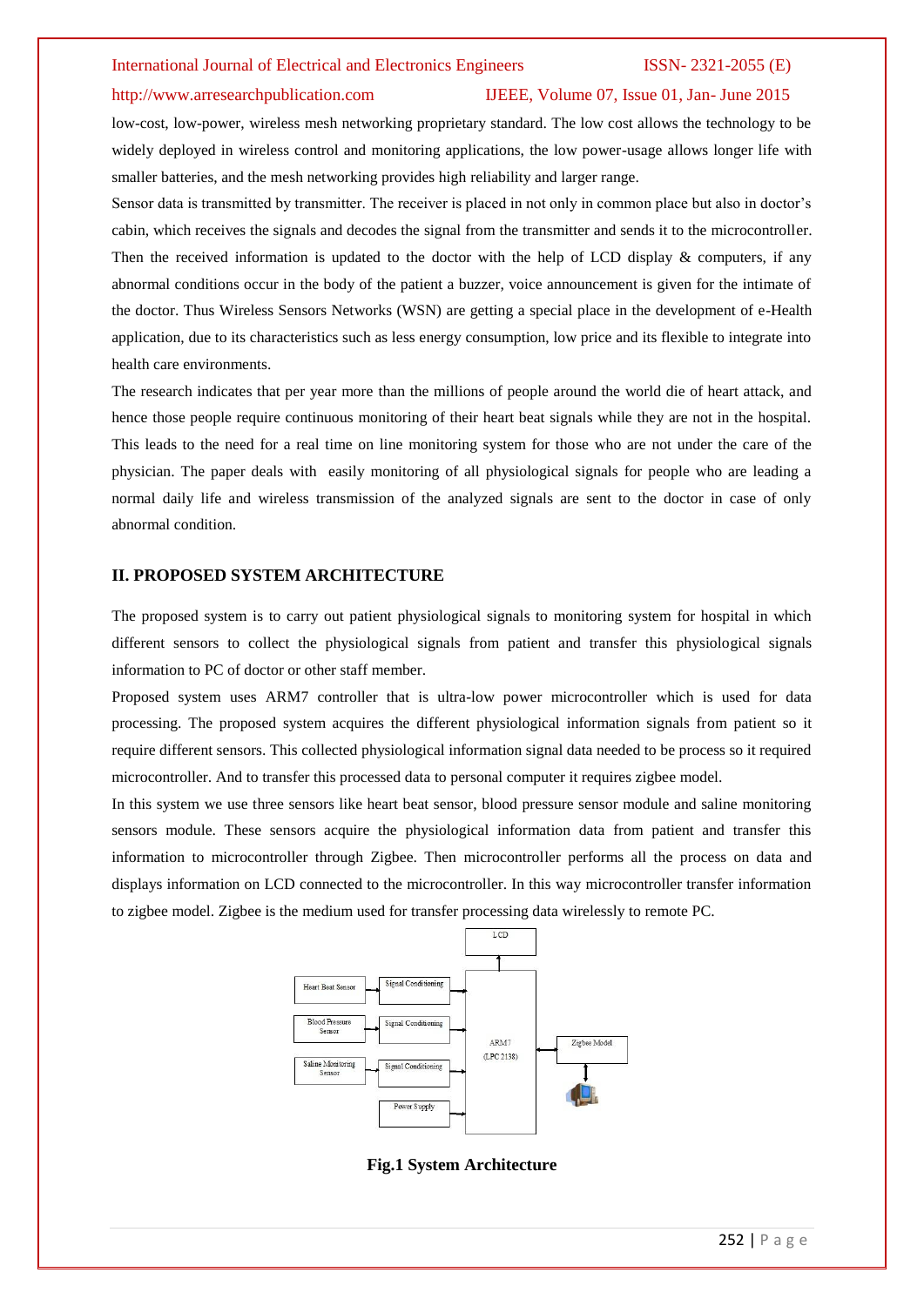low-cost, low-power, wireless mesh networking proprietary standard. The low cost allows the technology to be widely deployed in wireless control and monitoring applications, the low power-usage allows longer life with smaller batteries, and the mesh networking provides high reliability and larger range.

Sensor data is transmitted by transmitter. The receiver is placed in not only in common place but also in doctor's cabin, which receives the signals and decodes the signal from the transmitter and sends it to the microcontroller. Then the received information is updated to the doctor with the help of LCD display & computers, if any abnormal conditions occur in the body of the patient a buzzer, voice announcement is given for the intimate of the doctor. Thus Wireless Sensors Networks (WSN) are getting a special place in the development of e-Health application, due to its characteristics such as less energy consumption, low price and its flexible to integrate into health care environments.

The research indicates that per year more than the millions of people around the world die of heart attack, and hence those people require continuous monitoring of their heart beat signals while they are not in the hospital. This leads to the need for a real time on line monitoring system for those who are not under the care of the physician. The paper deals with easily monitoring of all physiological signals for people who are leading a normal daily life and wireless transmission of the analyzed signals are sent to the doctor in case of only abnormal condition.

## II. PROPOSED SYSTEM ARCHITECTURE

The proposed system is to carry out patient physiological signals to monitoring system for hospital in which different sensors to collect the physiological signals from patient and transfer this physiological signals information to PC of doctor or other staff member.

Proposed system uses ARM7 controller that is ultra-low power microcontroller which is used for data processing. The proposed system acquires the different physiological information signals from patient so it require different sensors. This collected physiological information signal data needed to be process so it required microcontroller. And to transfer this processed data to personal computer it requires zigbee model.

In this system we use three sensors like heart beat sensor, blood pressure sensor module and saline monitoring sensors module. These sensors acquire the physiological information data from patient and transfer this information to microcontroller through Zigbee. Then microcontroller performs all the process on data and displays information on LCD connected to the microcontroller. In this way microcontroller transfer information to zigbee model. Zigbee is the medium used for transfer processing data wirelessly to remote PC.

LCD

Heart Beat Sensor → Signal Conditioning

Blood Pressure Sensor → Signal Conditioning

Saline Monitoring Sensor → Signal Conditioning

Power Supply

ARM7 (LPC 2138)

Zigbee Model

**Fig.1 System Architecture**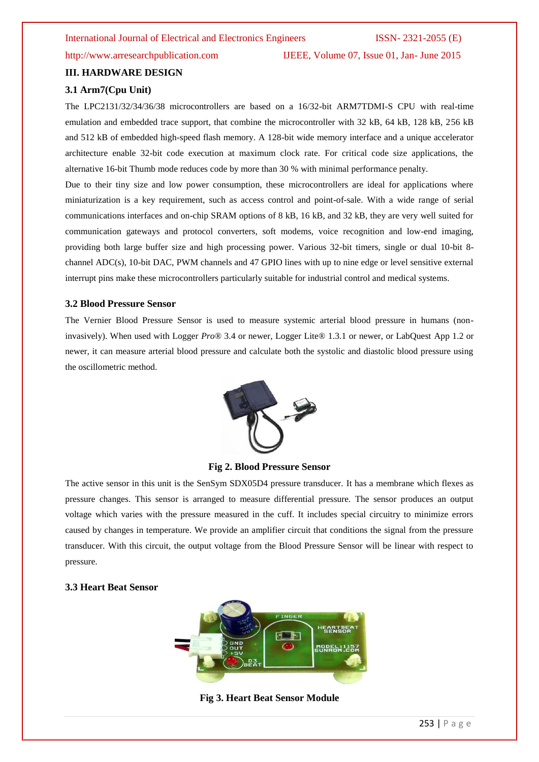## III. HARDWARE DESIGN

### 3.1 Arm7(Cpu Unit)

The LPC2131/32/34/36/38 microcontrollers are based on a 16/32-bit ARM7TDMI-S CPU with real-time emulation and embedded trace support, that combine the microcontroller with 32 kB, 64 kB, 128 kB, 256 kB and 512 kB of embedded high-speed flash memory. A 128-bit wide memory interface and a unique accelerator architecture enable 32-bit code execution at maximum clock rate. For critical code size applications, the alternative 16-bit Thumb mode reduces code by more than 30 % with minimal performance penalty.

Due to their tiny size and low power consumption, these microcontrollers are ideal for applications where miniaturization is a key requirement, such as access control and point-of-sale. With a wide range of serial communications interfaces and on-chip SRAM options of 8 kB, 16 kB, and 32 kB, they are very well suited for communication gateways and protocol converters, soft modems, voice recognition and low-end imaging, providing both large buffer size and high processing power. Various 32-bit timers, single or dual 10-bit 8-channel ADC(s), 10-bit DAC, PWM channels and 47 GPIO lines with up to nine edge or level sensitive external interrupt pins make these microcontrollers particularly suitable for industrial control and medical systems.

### 3.2 Blood Pressure Sensor

The Vernier Blood Pressure Sensor is used to measure systemic arterial blood pressure in humans (non-invasively). When used with Logger *Pro*® 3.4 or newer, Logger Lite® 1.3.1 or newer, or LabQuest App 1.2 or newer, it can measure arterial blood pressure and calculate both the systolic and diastolic blood pressure using the oscillometric method.

**Fig 2. Blood Pressure Sensor**

The active sensor in this unit is the SenSym SDX05D4 pressure transducer. It has a membrane which flexes as pressure changes. This sensor is arranged to measure differential pressure. The sensor produces an output voltage which varies with the pressure measured in the cuff. It includes special circuitry to minimize errors caused by changes in temperature. We provide an amplifier circuit that conditions the signal from the pressure transducer. With this circuit, the output voltage from the Blood Pressure Sensor will be linear with respect to pressure.

### 3.3 Heart Beat Sensor

**Fig 3. Heart Beat Sensor Module**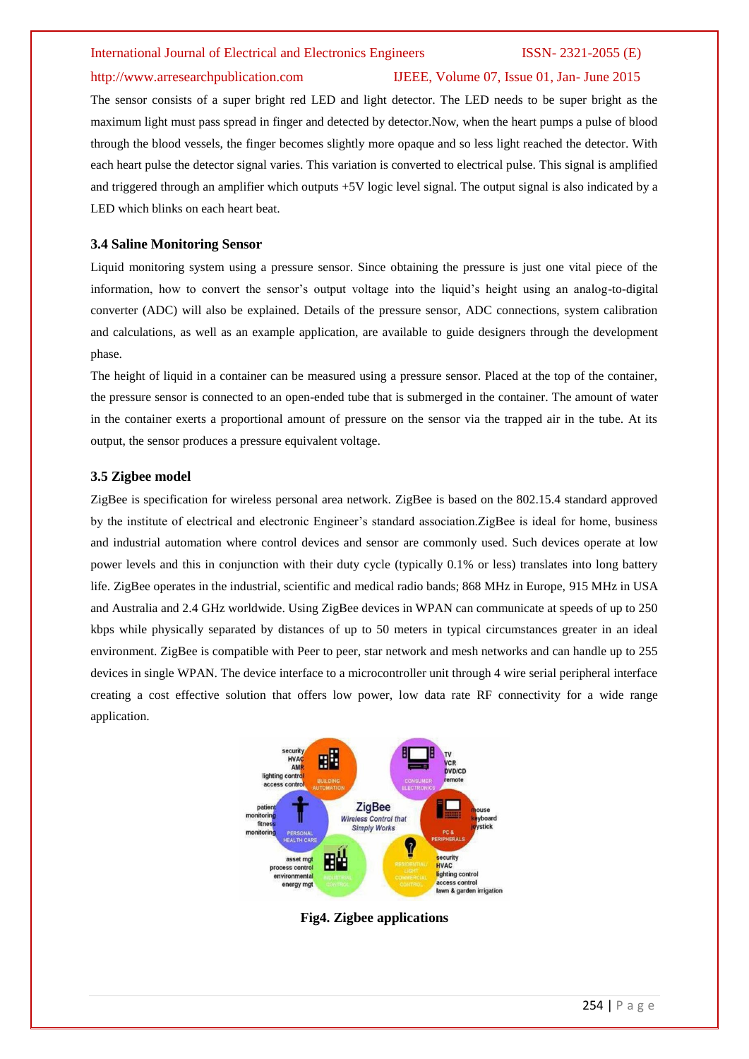The sensor consists of a super bright red LED and light detector. The LED needs to be super bright as the maximum light must pass spread in finger and detected by detector.Now, when the heart pumps a pulse of blood through the blood vessels, the finger becomes slightly more opaque and so less light reached the detector. With each heart pulse the detector signal varies. This variation is converted to electrical pulse. This signal is amplified and triggered through an amplifier which outputs +5V logic level signal. The output signal is also indicated by a LED which blinks on each heart beat.

### 3.4 Saline Monitoring Sensor

Liquid monitoring system using a pressure sensor. Since obtaining the pressure is just one vital piece of the information, how to convert the sensor's output voltage into the liquid's height using an analog-to-digital converter (ADC) will also be explained. Details of the pressure sensor, ADC connections, system calibration and calculations, as well as an example application, are available to guide designers through the development phase.

The height of liquid in a container can be measured using a pressure sensor. Placed at the top of the container, the pressure sensor is connected to an open-ended tube that is submerged in the container. The amount of water in the container exerts a proportional amount of pressure on the sensor via the trapped air in the tube. At its output, the sensor produces a pressure equivalent voltage.

### 3.5 Zigbee model

ZigBee is specification for wireless personal area network. ZigBee is based on the 802.15.4 standard approved by the institute of electrical and electronic Engineer's standard association.ZigBee is ideal for home, business and industrial automation where control devices and sensor are commonly used. Such devices operate at low power levels and this in conjunction with their duty cycle (typically 0.1% or less) translates into long battery life. ZigBee operates in the industrial, scientific and medical radio bands; 868 MHz in Europe, 915 MHz in USA and Australia and 2.4 GHz worldwide. Using ZigBee devices in WPAN can communicate at speeds of up to 250 kbps while physically separated by distances of up to 50 meters in typical circumstances greater in an ideal environment. ZigBee is compatible with Peer to peer, star network and mesh networks and can handle up to 255 devices in single WPAN. The device interface to a microcontroller unit through 4 wire serial peripheral interface creating a cost effective solution that offers low power, low data rate RF connectivity for a wide range application.

**Fig4. Zigbee applications**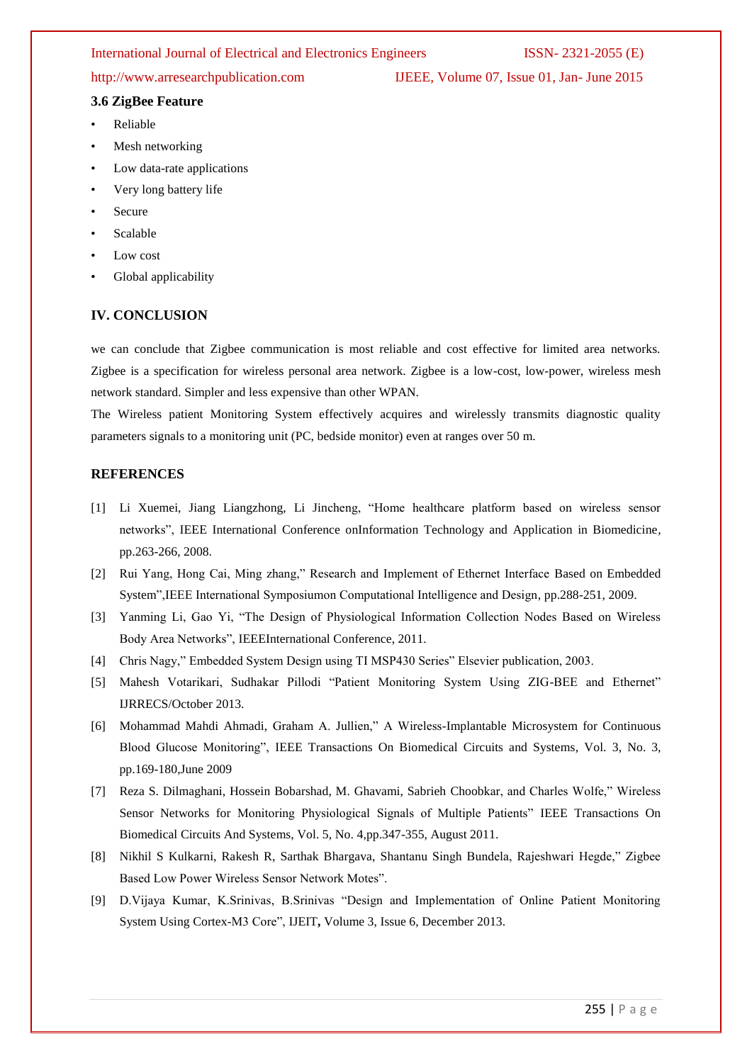### 3.6 ZigBee Feature

- Reliable
- Mesh networking
- Low data-rate applications
- Very long battery life
- Secure
- Scalable
- Low cost
- Global applicability

### IV. CONCLUSION

we can conclude that Zigbee communication is most reliable and cost effective for limited area networks. Zigbee is a specification for wireless personal area network. Zigbee is a low-cost, low-power, wireless mesh network standard. Simpler and less expensive than other WPAN.

The Wireless patient Monitoring System effectively acquires and wirelessly transmits diagnostic quality parameters signals to a monitoring unit (PC, bedside monitor) even at ranges over 50 m.

### REFERENCES

[1] Li Xuemei, Jiang Liangzhong, Li Jincheng, "Home healthcare platform based on wireless sensor networks", IEEE International Conference onInformation Technology and Application in Biomedicine, pp.263-266, 2008.

[2] Rui Yang, Hong Cai, Ming zhang," Research and Implement of Ethernet Interface Based on Embedded System",IEEE International Symposiumon Computational Intelligence and Design, pp.288-251, 2009.

[3] Yanming Li, Gao Yi, "The Design of Physiological Information Collection Nodes Based on Wireless Body Area Networks", IEEEInternational Conference, 2011.

[4] Chris Nagy," Embedded System Design using TI MSP430 Series" Elsevier publication, 2003.

[5] Mahesh Votarikari, Sudhakar Pillodi "Patient Monitoring System Using ZIG-BEE and Ethernet" IJRRECS/October 2013.

[6] Mohammad Mahdi Ahmadi, Graham A. Jullien," A Wireless-Implantable Microsystem for Continuous Blood Glucose Monitoring", IEEE Transactions On Biomedical Circuits and Systems, Vol. 3, No. 3, pp.169-180,June 2009

[7] Reza S. Dilmaghani, Hossein Bobarshad, M. Ghavami, Sabrieh Choobkar, and Charles Wolfe," Wireless Sensor Networks for Monitoring Physiological Signals of Multiple Patients" IEEE Transactions On Biomedical Circuits And Systems, Vol. 5, No. 4,pp.347-355, August 2011.

[8] Nikhil S Kulkarni, Rakesh R, Sarthak Bhargava, Shantanu Singh Bundela, Rajeshwari Hegde," Zigbee Based Low Power Wireless Sensor Network Motes".

[9] D.Vijaya Kumar, K.Srinivas, B.Srinivas "Design and Implementation of Online Patient Monitoring System Using Cortex-M3 Core", IJEIT**,** Volume 3, Issue 6, December 2013.